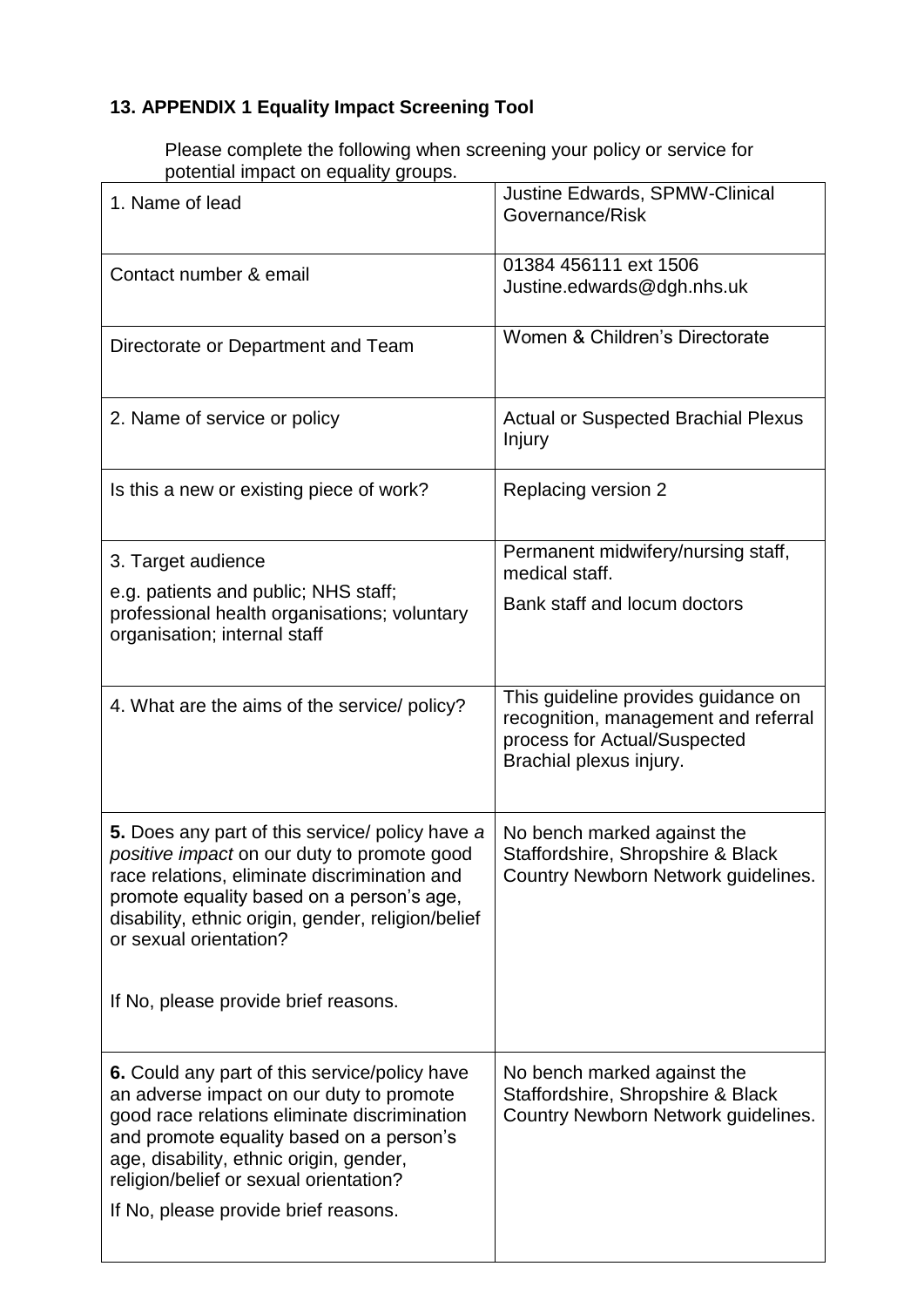## 13. APPENDIX 1 Equality Impact Screening Tool

Please complete the following when screening your policy or service for potential impact on equality groups.

| | |
|---|---|
| 1. Name of lead | Justine Edwards, SPMW-Clinical Governance/Risk |
| Contact number & email | 01384 456111 ext 1506<br>Justine.edwards@dgh.nhs.uk |
| Directorate or Department and Team | Women & Children's Directorate |
| 2. Name of service or policy | Actual or Suspected Brachial Plexus Injury |
| Is this a new or existing piece of work? | Replacing version 2 |
| 3. Target audience<br>e.g. patients and public; NHS staff; professional health organisations; voluntary organisation; internal staff | Permanent midwifery/nursing staff, medical staff.<br>Bank staff and locum doctors |
| 4. What are the aims of the service/ policy? | This guideline provides guidance on recognition, management and referral process for Actual/Suspected Brachial plexus injury. |
| **5.** Does any part of this service/ policy have *a positive impact* on our duty to promote good race relations, eliminate discrimination and promote equality based on a person's age, disability, ethnic origin, gender, religion/belief or sexual orientation?<br><br>If No, please provide brief reasons. | No bench marked against the Staffordshire, Shropshire & Black Country Newborn Network guidelines. |
| **6.** Could any part of this service/policy have an adverse impact on our duty to promote good race relations eliminate discrimination and promote equality based on a person's age, disability, ethnic origin, gender, religion/belief or sexual orientation?<br>If No, please provide brief reasons. | No bench marked against the Staffordshire, Shropshire & Black Country Newborn Network guidelines. |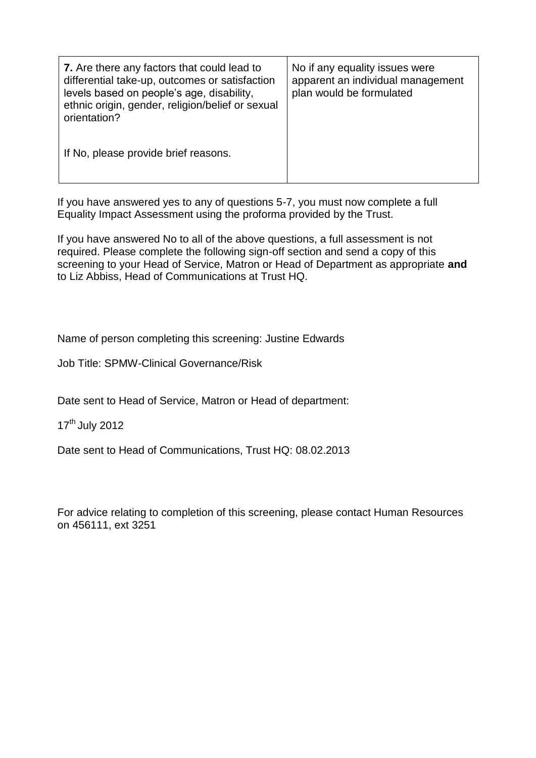| | |
|---|---|
| **7.** Are there any factors that could lead to differential take-up, outcomes or satisfaction levels based on people's age, disability, ethnic origin, gender, religion/belief or sexual orientation?<br><br>If No, please provide brief reasons. | No if any equality issues were apparent an individual management plan would be formulated |

If you have answered yes to any of questions 5-7, you must now complete a full Equality Impact Assessment using the proforma provided by the Trust.

If you have answered No to all of the above questions, a full assessment is not required. Please complete the following sign-off section and send a copy of this screening to your Head of Service, Matron or Head of Department as appropriate **and** to Liz Abbiss, Head of Communications at Trust HQ.

Name of person completing this screening: Justine Edwards

Job Title: SPMW-Clinical Governance/Risk

Date sent to Head of Service, Matron or Head of department:

17th July 2012

Date sent to Head of Communications, Trust HQ: 08.02.2013

For advice relating to completion of this screening, please contact Human Resources on 456111, ext 3251